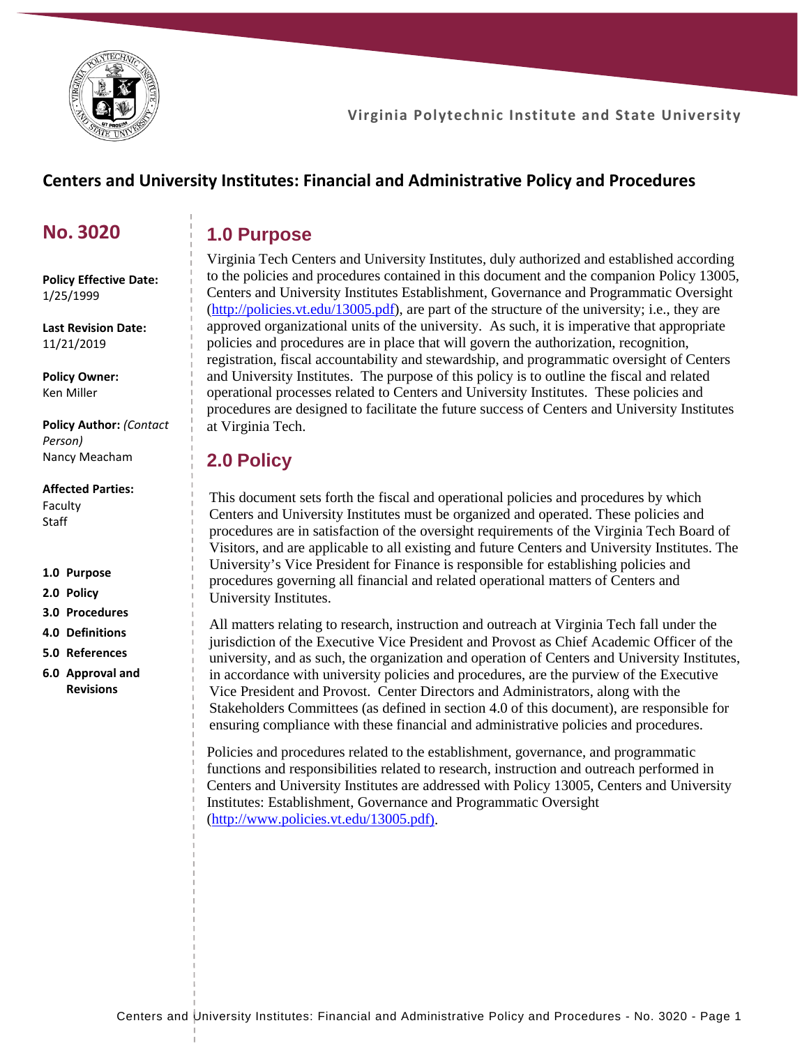Virginia Polytechnic Institute and State University

# Centers and University Institutes: Financial and Administrative Policy and Procedures

## No. 3020

**Policy Effective Date:**
1/25/1999

**Last Revision Date:**
11/21/2019

**Policy Owner:**
Ken Miller

**Policy Author:** *(Contact Person)*
Nancy Meacham

**Affected Parties:**
Faculty
Staff

1.0 Purpose
2.0 Policy
3.0 Procedures
4.0 Definitions
5.0 References
6.0 Approval and Revisions

## 1.0 Purpose

Virginia Tech Centers and University Institutes, duly authorized and established according to the policies and procedures contained in this document and the companion Policy 13005, Centers and University Institutes Establishment, Governance and Programmatic Oversight (http://policies.vt.edu/13005.pdf), are part of the structure of the university; i.e., they are approved organizational units of the university. As such, it is imperative that appropriate policies and procedures are in place that will govern the authorization, recognition, registration, fiscal accountability and stewardship, and programmatic oversight of Centers and University Institutes. The purpose of this policy is to outline the fiscal and related operational processes related to Centers and University Institutes. These policies and procedures are designed to facilitate the future success of Centers and University Institutes at Virginia Tech.

## 2.0 Policy

This document sets forth the fiscal and operational policies and procedures by which Centers and University Institutes must be organized and operated. These policies and procedures are in satisfaction of the oversight requirements of the Virginia Tech Board of Visitors, and are applicable to all existing and future Centers and University Institutes. The University's Vice President for Finance is responsible for establishing policies and procedures governing all financial and related operational matters of Centers and University Institutes.

All matters relating to research, instruction and outreach at Virginia Tech fall under the jurisdiction of the Executive Vice President and Provost as Chief Academic Officer of the university, and as such, the organization and operation of Centers and University Institutes, in accordance with university policies and procedures, are the purview of the Executive Vice President and Provost. Center Directors and Administrators, along with the Stakeholders Committees (as defined in section 4.0 of this document), are responsible for ensuring compliance with these financial and administrative policies and procedures.

Policies and procedures related to the establishment, governance, and programmatic functions and responsibilities related to research, instruction and outreach performed in Centers and University Institutes are addressed with Policy 13005, Centers and University Institutes: Establishment, Governance and Programmatic Oversight (http://www.policies.vt.edu/13005.pdf).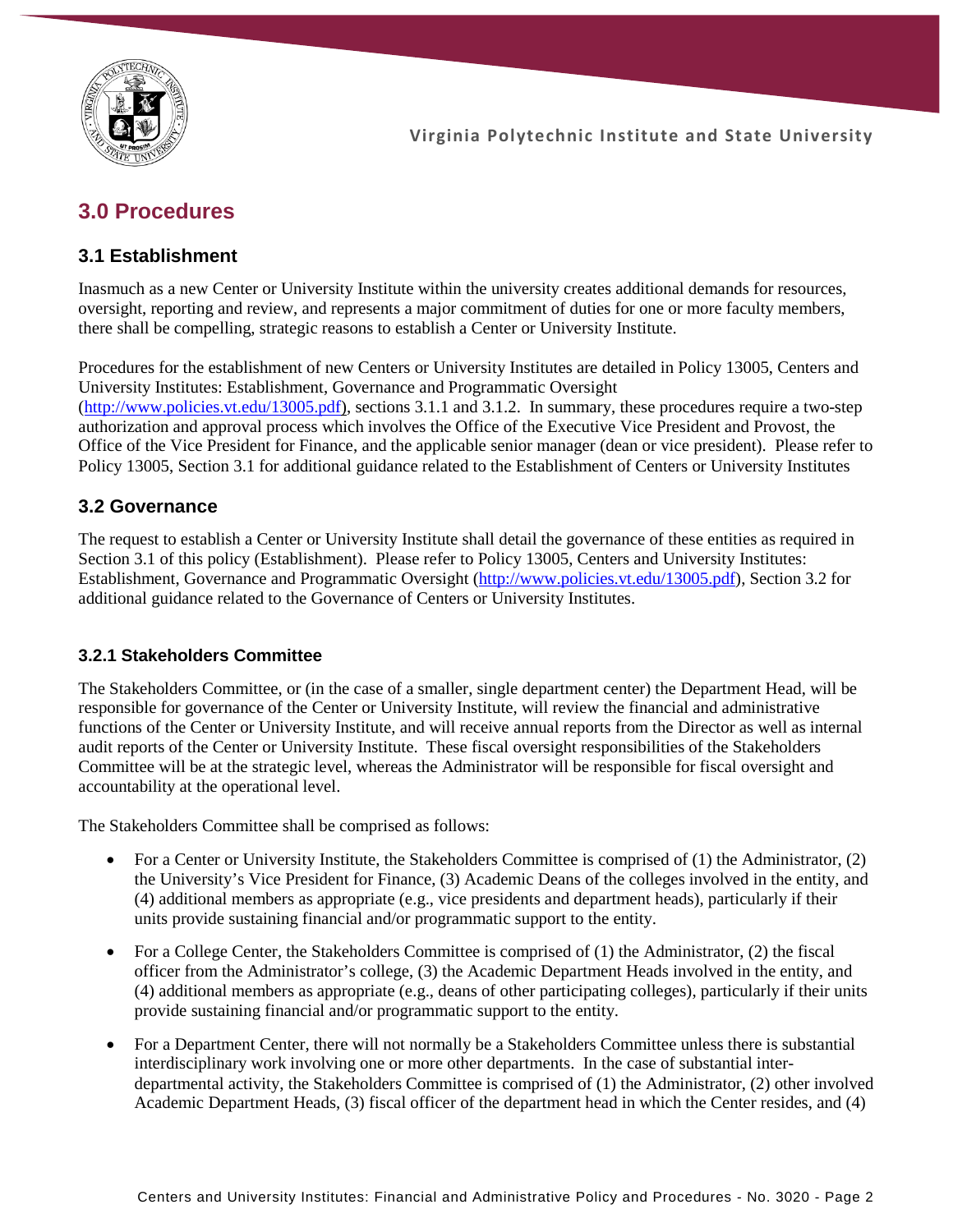## 3.0 Procedures

### 3.1 Establishment

Inasmuch as a new Center or University Institute within the university creates additional demands for resources, oversight, reporting and review, and represents a major commitment of duties for one or more faculty members, there shall be compelling, strategic reasons to establish a Center or University Institute.

Procedures for the establishment of new Centers or University Institutes are detailed in Policy 13005, Centers and University Institutes: Establishment, Governance and Programmatic Oversight (http://www.policies.vt.edu/13005.pdf), sections 3.1.1 and 3.1.2. In summary, these procedures require a two-step authorization and approval process which involves the Office of the Executive Vice President and Provost, the Office of the Vice President for Finance, and the applicable senior manager (dean or vice president). Please refer to Policy 13005, Section 3.1 for additional guidance related to the Establishment of Centers or University Institutes

### 3.2 Governance

The request to establish a Center or University Institute shall detail the governance of these entities as required in Section 3.1 of this policy (Establishment). Please refer to Policy 13005, Centers and University Institutes: Establishment, Governance and Programmatic Oversight (http://www.policies.vt.edu/13005.pdf), Section 3.2 for additional guidance related to the Governance of Centers or University Institutes.

#### 3.2.1 Stakeholders Committee

The Stakeholders Committee, or (in the case of a smaller, single department center) the Department Head, will be responsible for governance of the Center or University Institute, will review the financial and administrative functions of the Center or University Institute, and will receive annual reports from the Director as well as internal audit reports of the Center or University Institute. These fiscal oversight responsibilities of the Stakeholders Committee will be at the strategic level, whereas the Administrator will be responsible for fiscal oversight and accountability at the operational level.

The Stakeholders Committee shall be comprised as follows:

- For a Center or University Institute, the Stakeholders Committee is comprised of (1) the Administrator, (2) the University's Vice President for Finance, (3) Academic Deans of the colleges involved in the entity, and (4) additional members as appropriate (e.g., vice presidents and department heads), particularly if their units provide sustaining financial and/or programmatic support to the entity.
- For a College Center, the Stakeholders Committee is comprised of (1) the Administrator, (2) the fiscal officer from the Administrator's college, (3) the Academic Department Heads involved in the entity, and (4) additional members as appropriate (e.g., deans of other participating colleges), particularly if their units provide sustaining financial and/or programmatic support to the entity.
- For a Department Center, there will not normally be a Stakeholders Committee unless there is substantial interdisciplinary work involving one or more other departments. In the case of substantial inter-departmental activity, the Stakeholders Committee is comprised of (1) the Administrator, (2) other involved Academic Department Heads, (3) fiscal officer of the department head in which the Center resides, and (4)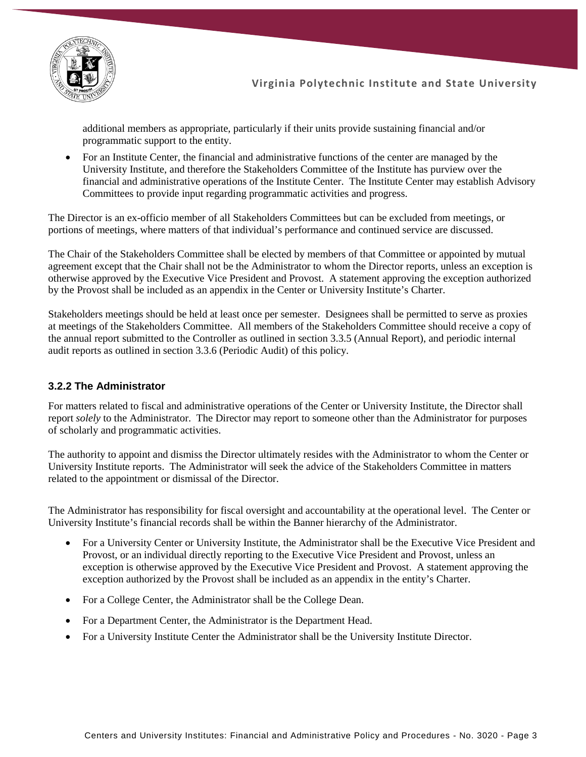additional members as appropriate, particularly if their units provide sustaining financial and/or programmatic support to the entity.

- For an Institute Center, the financial and administrative functions of the center are managed by the University Institute, and therefore the Stakeholders Committee of the Institute has purview over the financial and administrative operations of the Institute Center. The Institute Center may establish Advisory Committees to provide input regarding programmatic activities and progress.

The Director is an ex-officio member of all Stakeholders Committees but can be excluded from meetings, or portions of meetings, where matters of that individual's performance and continued service are discussed.

The Chair of the Stakeholders Committee shall be elected by members of that Committee or appointed by mutual agreement except that the Chair shall not be the Administrator to whom the Director reports, unless an exception is otherwise approved by the Executive Vice President and Provost. A statement approving the exception authorized by the Provost shall be included as an appendix in the Center or University Institute's Charter.

Stakeholders meetings should be held at least once per semester. Designees shall be permitted to serve as proxies at meetings of the Stakeholders Committee. All members of the Stakeholders Committee should receive a copy of the annual report submitted to the Controller as outlined in section 3.3.5 (Annual Report), and periodic internal audit reports as outlined in section 3.3.6 (Periodic Audit) of this policy.

### 3.2.2 The Administrator

For matters related to fiscal and administrative operations of the Center or University Institute, the Director shall report *solely* to the Administrator. The Director may report to someone other than the Administrator for purposes of scholarly and programmatic activities.

The authority to appoint and dismiss the Director ultimately resides with the Administrator to whom the Center or University Institute reports. The Administrator will seek the advice of the Stakeholders Committee in matters related to the appointment or dismissal of the Director.

The Administrator has responsibility for fiscal oversight and accountability at the operational level. The Center or University Institute's financial records shall be within the Banner hierarchy of the Administrator.

- For a University Center or University Institute, the Administrator shall be the Executive Vice President and Provost, or an individual directly reporting to the Executive Vice President and Provost, unless an exception is otherwise approved by the Executive Vice President and Provost. A statement approving the exception authorized by the Provost shall be included as an appendix in the entity's Charter.
- For a College Center, the Administrator shall be the College Dean.
- For a Department Center, the Administrator is the Department Head.
- For a University Institute Center the Administrator shall be the University Institute Director.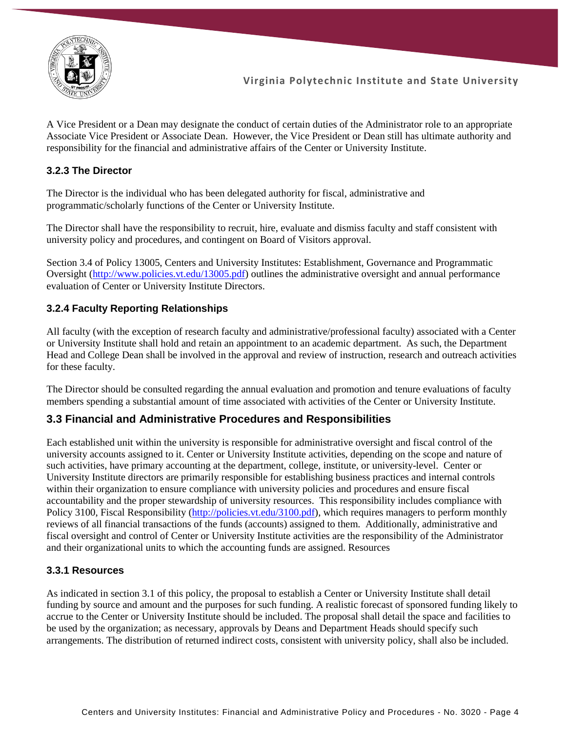A Vice President or a Dean may designate the conduct of certain duties of the Administrator role to an appropriate Associate Vice President or Associate Dean. However, the Vice President or Dean still has ultimate authority and responsibility for the financial and administrative affairs of the Center or University Institute.

### 3.2.3 The Director

The Director is the individual who has been delegated authority for fiscal, administrative and programmatic/scholarly functions of the Center or University Institute.

The Director shall have the responsibility to recruit, hire, evaluate and dismiss faculty and staff consistent with university policy and procedures, and contingent on Board of Visitors approval.

Section 3.4 of Policy 13005, Centers and University Institutes: Establishment, Governance and Programmatic Oversight ([http://www.policies.vt.edu/13005.pdf](http://www.policies.vt.edu/13005.pdf)) outlines the administrative oversight and annual performance evaluation of Center or University Institute Directors.

### 3.2.4 Faculty Reporting Relationships

All faculty (with the exception of research faculty and administrative/professional faculty) associated with a Center or University Institute shall hold and retain an appointment to an academic department. As such, the Department Head and College Dean shall be involved in the approval and review of instruction, research and outreach activities for these faculty.

The Director should be consulted regarding the annual evaluation and promotion and tenure evaluations of faculty members spending a substantial amount of time associated with activities of the Center or University Institute.

## 3.3 Financial and Administrative Procedures and Responsibilities

Each established unit within the university is responsible for administrative oversight and fiscal control of the university accounts assigned to it. Center or University Institute activities, depending on the scope and nature of such activities, have primary accounting at the department, college, institute, or university-level. Center or University Institute directors are primarily responsible for establishing business practices and internal controls within their organization to ensure compliance with university policies and procedures and ensure fiscal accountability and the proper stewardship of university resources. This responsibility includes compliance with Policy 3100, Fiscal Responsibility ([http://policies.vt.edu/3100.pdf](http://policies.vt.edu/3100.pdf)), which requires managers to perform monthly reviews of all financial transactions of the funds (accounts) assigned to them. Additionally, administrative and fiscal oversight and control of Center or University Institute activities are the responsibility of the Administrator and their organizational units to which the accounting funds are assigned. Resources

### 3.3.1 Resources

As indicated in section 3.1 of this policy, the proposal to establish a Center or University Institute shall detail funding by source and amount and the purposes for such funding. A realistic forecast of sponsored funding likely to accrue to the Center or University Institute should be included. The proposal shall detail the space and facilities to be used by the organization; as necessary, approvals by Deans and Department Heads should specify such arrangements. The distribution of returned indirect costs, consistent with university policy, shall also be included.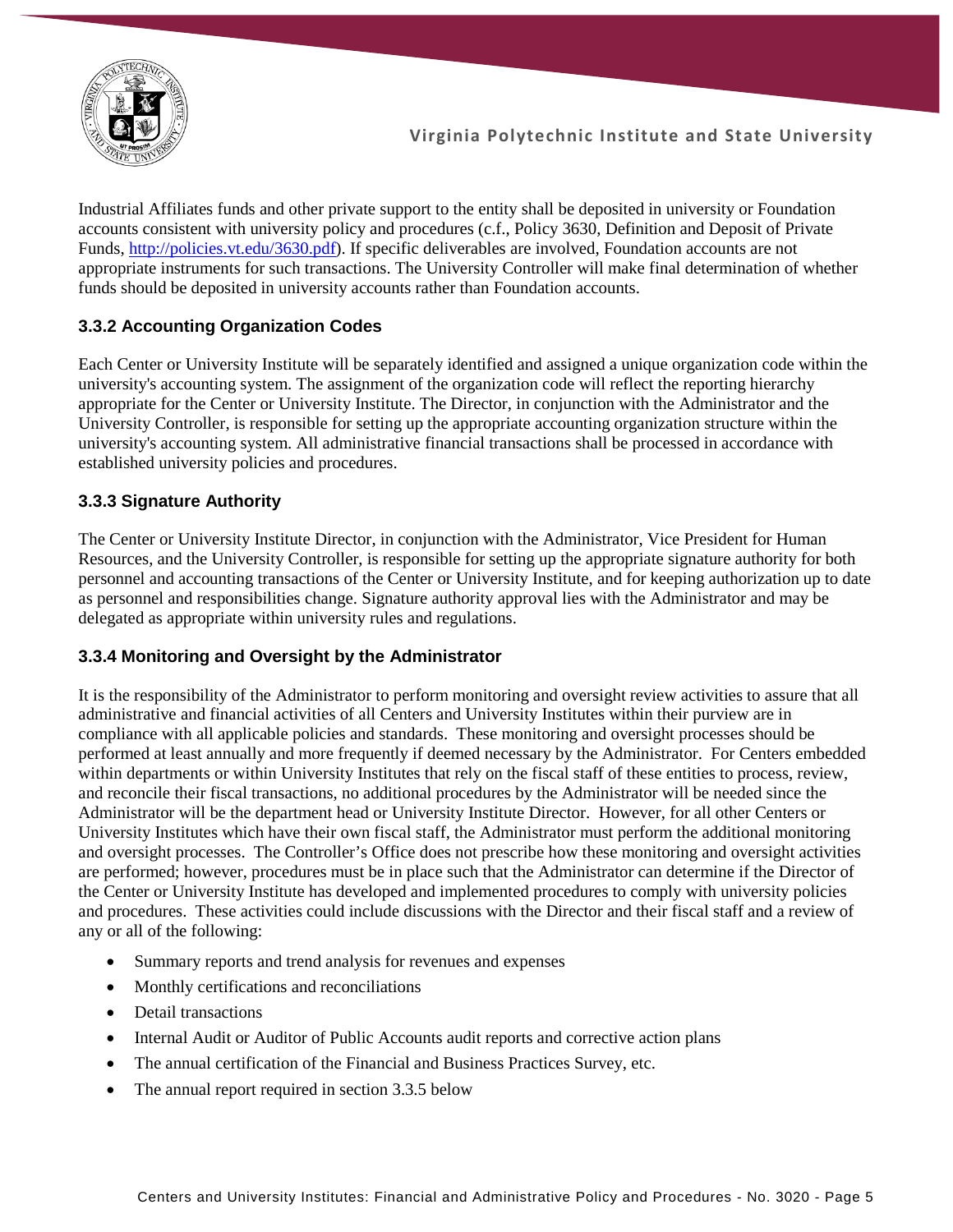Industrial Affiliates funds and other private support to the entity shall be deposited in university or Foundation accounts consistent with university policy and procedures (c.f., Policy 3630, Definition and Deposit of Private Funds, [http://policies.vt.edu/3630.pdf](http://policies.vt.edu/3630.pdf)). If specific deliverables are involved, Foundation accounts are not appropriate instruments for such transactions. The University Controller will make final determination of whether funds should be deposited in university accounts rather than Foundation accounts.

### 3.3.2 Accounting Organization Codes

Each Center or University Institute will be separately identified and assigned a unique organization code within the university's accounting system. The assignment of the organization code will reflect the reporting hierarchy appropriate for the Center or University Institute. The Director, in conjunction with the Administrator and the University Controller, is responsible for setting up the appropriate accounting organization structure within the university's accounting system. All administrative financial transactions shall be processed in accordance with established university policies and procedures.

### 3.3.3 Signature Authority

The Center or University Institute Director, in conjunction with the Administrator, Vice President for Human Resources, and the University Controller, is responsible for setting up the appropriate signature authority for both personnel and accounting transactions of the Center or University Institute, and for keeping authorization up to date as personnel and responsibilities change. Signature authority approval lies with the Administrator and may be delegated as appropriate within university rules and regulations.

### 3.3.4 Monitoring and Oversight by the Administrator

It is the responsibility of the Administrator to perform monitoring and oversight review activities to assure that all administrative and financial activities of all Centers and University Institutes within their purview are in compliance with all applicable policies and standards. These monitoring and oversight processes should be performed at least annually and more frequently if deemed necessary by the Administrator. For Centers embedded within departments or within University Institutes that rely on the fiscal staff of these entities to process, review, and reconcile their fiscal transactions, no additional procedures by the Administrator will be needed since the Administrator will be the department head or University Institute Director. However, for all other Centers or University Institutes which have their own fiscal staff, the Administrator must perform the additional monitoring and oversight processes. The Controller's Office does not prescribe how these monitoring and oversight activities are performed; however, procedures must be in place such that the Administrator can determine if the Director of the Center or University Institute has developed and implemented procedures to comply with university policies and procedures. These activities could include discussions with the Director and their fiscal staff and a review of any or all of the following:

- Summary reports and trend analysis for revenues and expenses
- Monthly certifications and reconciliations
- Detail transactions
- Internal Audit or Auditor of Public Accounts audit reports and corrective action plans
- The annual certification of the Financial and Business Practices Survey, etc.
- The annual report required in section 3.3.5 below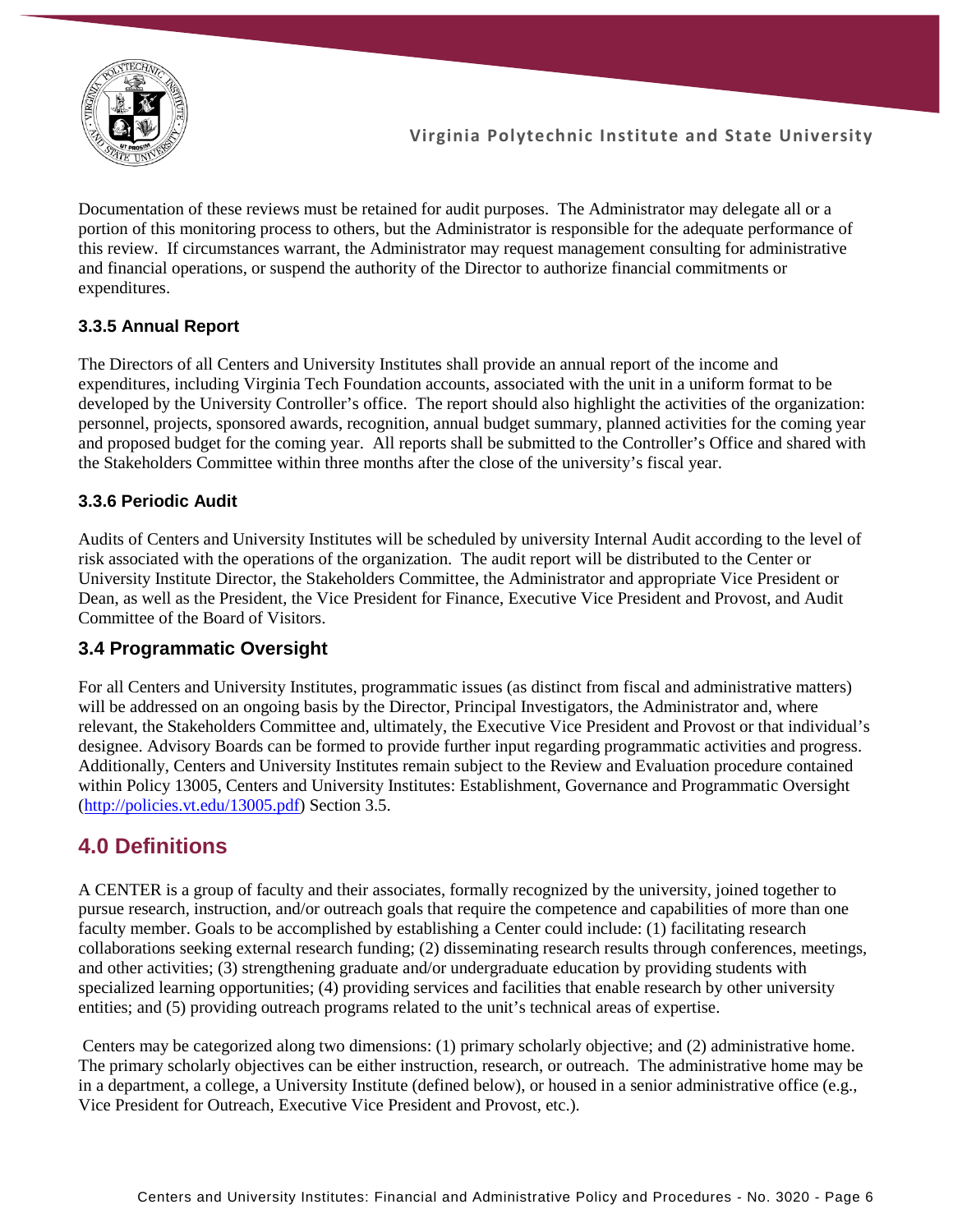Documentation of these reviews must be retained for audit purposes. The Administrator may delegate all or a portion of this monitoring process to others, but the Administrator is responsible for the adequate performance of this review. If circumstances warrant, the Administrator may request management consulting for administrative and financial operations, or suspend the authority of the Director to authorize financial commitments or expenditures.

### 3.3.5 Annual Report

The Directors of all Centers and University Institutes shall provide an annual report of the income and expenditures, including Virginia Tech Foundation accounts, associated with the unit in a uniform format to be developed by the University Controller's office. The report should also highlight the activities of the organization: personnel, projects, sponsored awards, recognition, annual budget summary, planned activities for the coming year and proposed budget for the coming year. All reports shall be submitted to the Controller's Office and shared with the Stakeholders Committee within three months after the close of the university's fiscal year.

### 3.3.6 Periodic Audit

Audits of Centers and University Institutes will be scheduled by university Internal Audit according to the level of risk associated with the operations of the organization. The audit report will be distributed to the Center or University Institute Director, the Stakeholders Committee, the Administrator and appropriate Vice President or Dean, as well as the President, the Vice President for Finance, Executive Vice President and Provost, and Audit Committee of the Board of Visitors.

## 3.4 Programmatic Oversight

For all Centers and University Institutes, programmatic issues (as distinct from fiscal and administrative matters) will be addressed on an ongoing basis by the Director, Principal Investigators, the Administrator and, where relevant, the Stakeholders Committee and, ultimately, the Executive Vice President and Provost or that individual's designee. Advisory Boards can be formed to provide further input regarding programmatic activities and progress. Additionally, Centers and University Institutes remain subject to the Review and Evaluation procedure contained within Policy 13005, Centers and University Institutes: Establishment, Governance and Programmatic Oversight (http://policies.vt.edu/13005.pdf) Section 3.5.

# 4.0 Definitions

A CENTER is a group of faculty and their associates, formally recognized by the university, joined together to pursue research, instruction, and/or outreach goals that require the competence and capabilities of more than one faculty member. Goals to be accomplished by establishing a Center could include: (1) facilitating research collaborations seeking external research funding; (2) disseminating research results through conferences, meetings, and other activities; (3) strengthening graduate and/or undergraduate education by providing students with specialized learning opportunities; (4) providing services and facilities that enable research by other university entities; and (5) providing outreach programs related to the unit's technical areas of expertise.

Centers may be categorized along two dimensions: (1) primary scholarly objective; and (2) administrative home. The primary scholarly objectives can be either instruction, research, or outreach. The administrative home may be in a department, a college, a University Institute (defined below), or housed in a senior administrative office (e.g., Vice President for Outreach, Executive Vice President and Provost, etc.).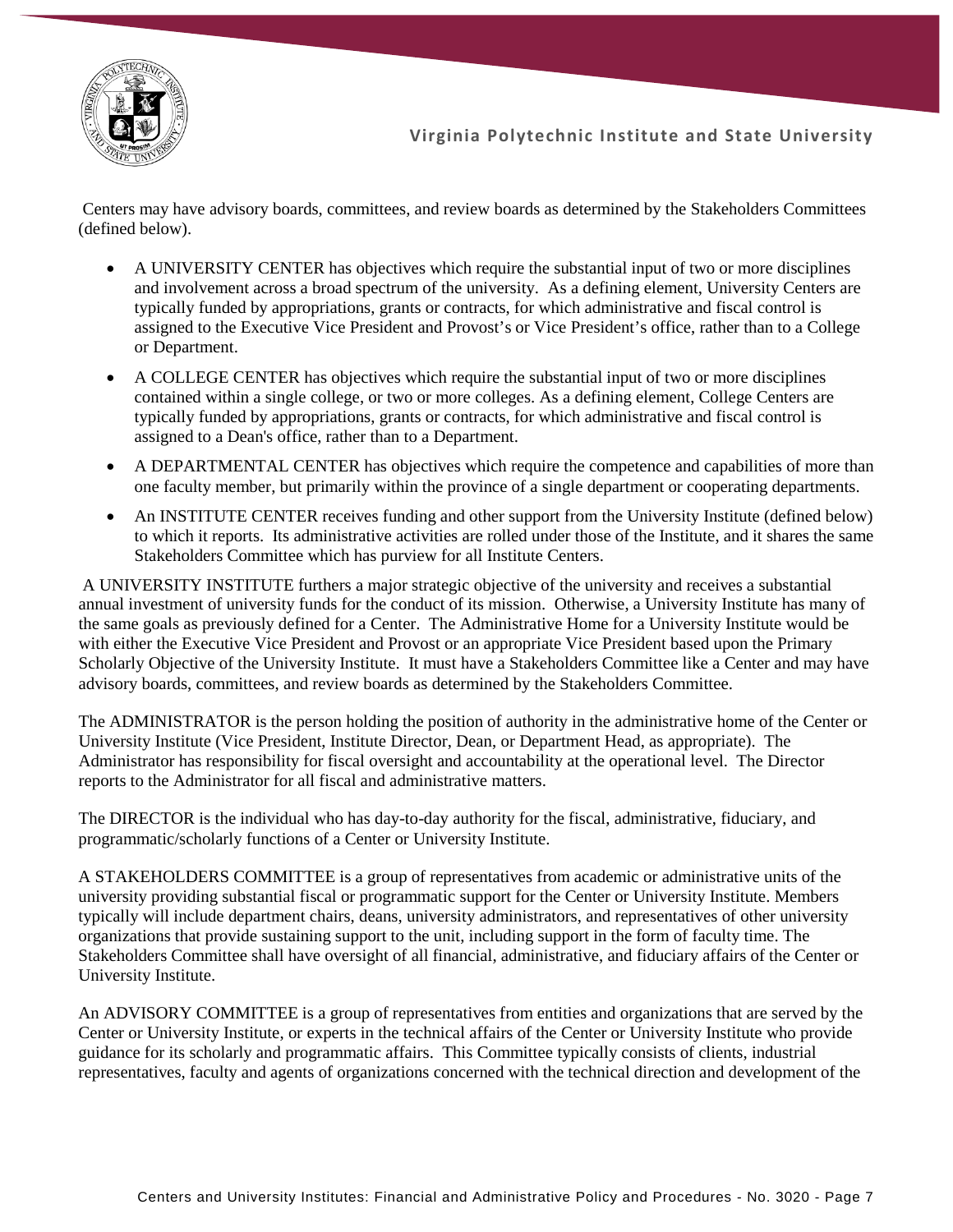Centers may have advisory boards, committees, and review boards as determined by the Stakeholders Committees (defined below).

- A UNIVERSITY CENTER has objectives which require the substantial input of two or more disciplines and involvement across a broad spectrum of the university. As a defining element, University Centers are typically funded by appropriations, grants or contracts, for which administrative and fiscal control is assigned to the Executive Vice President and Provost's or Vice President's office, rather than to a College or Department.
- A COLLEGE CENTER has objectives which require the substantial input of two or more disciplines contained within a single college, or two or more colleges. As a defining element, College Centers are typically funded by appropriations, grants or contracts, for which administrative and fiscal control is assigned to a Dean's office, rather than to a Department.
- A DEPARTMENTAL CENTER has objectives which require the competence and capabilities of more than one faculty member, but primarily within the province of a single department or cooperating departments.
- An INSTITUTE CENTER receives funding and other support from the University Institute (defined below) to which it reports. Its administrative activities are rolled under those of the Institute, and it shares the same Stakeholders Committee which has purview for all Institute Centers.

A UNIVERSITY INSTITUTE furthers a major strategic objective of the university and receives a substantial annual investment of university funds for the conduct of its mission. Otherwise, a University Institute has many of the same goals as previously defined for a Center. The Administrative Home for a University Institute would be with either the Executive Vice President and Provost or an appropriate Vice President based upon the Primary Scholarly Objective of the University Institute. It must have a Stakeholders Committee like a Center and may have advisory boards, committees, and review boards as determined by the Stakeholders Committee.

The ADMINISTRATOR is the person holding the position of authority in the administrative home of the Center or University Institute (Vice President, Institute Director, Dean, or Department Head, as appropriate). The Administrator has responsibility for fiscal oversight and accountability at the operational level. The Director reports to the Administrator for all fiscal and administrative matters.

The DIRECTOR is the individual who has day-to-day authority for the fiscal, administrative, fiduciary, and programmatic/scholarly functions of a Center or University Institute.

A STAKEHOLDERS COMMITTEE is a group of representatives from academic or administrative units of the university providing substantial fiscal or programmatic support for the Center or University Institute. Members typically will include department chairs, deans, university administrators, and representatives of other university organizations that provide sustaining support to the unit, including support in the form of faculty time. The Stakeholders Committee shall have oversight of all financial, administrative, and fiduciary affairs of the Center or University Institute.

An ADVISORY COMMITTEE is a group of representatives from entities and organizations that are served by the Center or University Institute, or experts in the technical affairs of the Center or University Institute who provide guidance for its scholarly and programmatic affairs. This Committee typically consists of clients, industrial representatives, faculty and agents of organizations concerned with the technical direction and development of the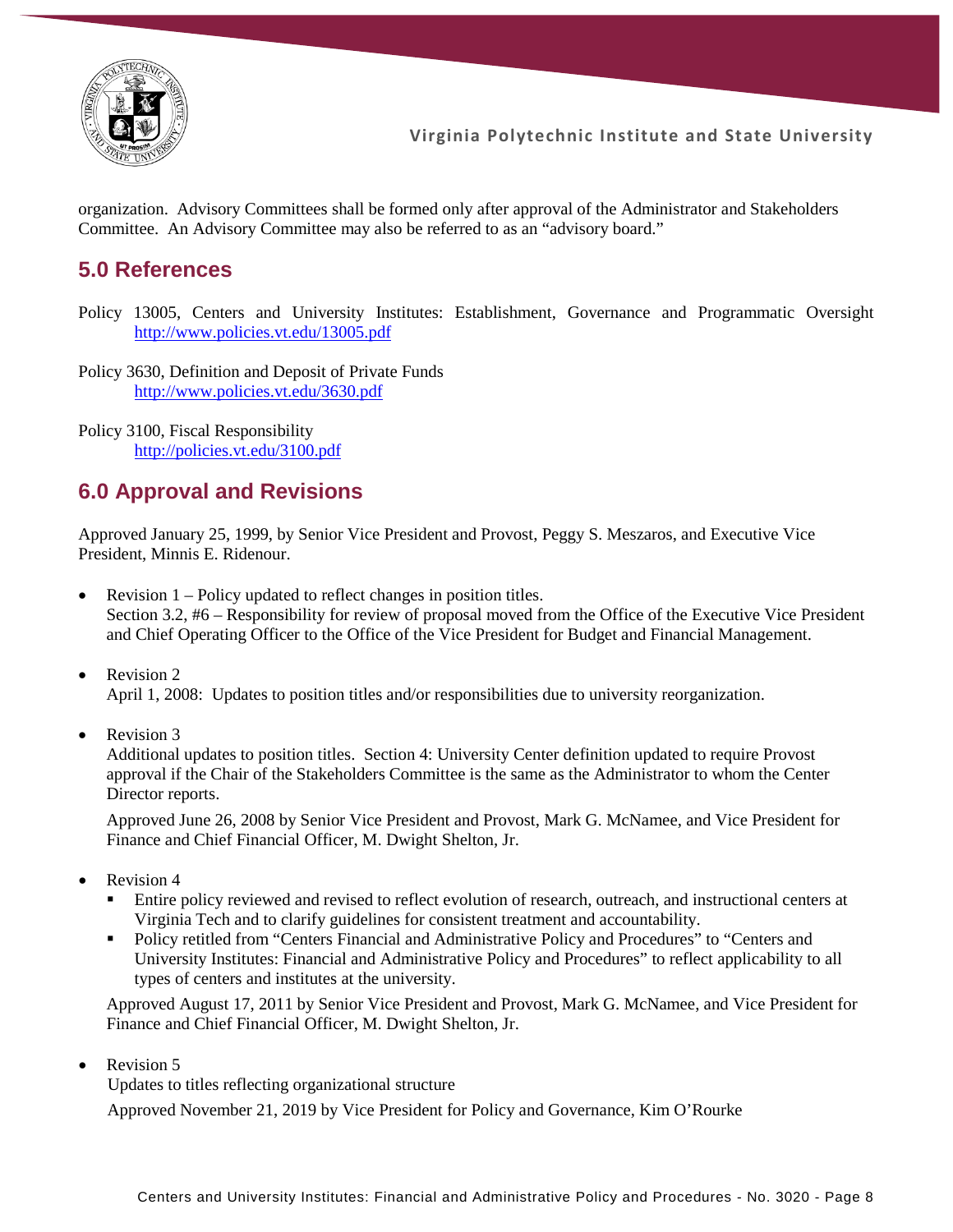organization. Advisory Committees shall be formed only after approval of the Administrator and Stakeholders Committee. An Advisory Committee may also be referred to as an "advisory board."

## 5.0 References

Policy 13005, Centers and University Institutes: Establishment, Governance and Programmatic Oversight
http://www.policies.vt.edu/13005.pdf

Policy 3630, Definition and Deposit of Private Funds
http://www.policies.vt.edu/3630.pdf

Policy 3100, Fiscal Responsibility
http://policies.vt.edu/3100.pdf

## 6.0 Approval and Revisions

Approved January 25, 1999, by Senior Vice President and Provost, Peggy S. Meszaros, and Executive Vice President, Minnis E. Ridenour.

- Revision 1 – Policy updated to reflect changes in position titles.
  Section 3.2, #6 – Responsibility for review of proposal moved from the Office of the Executive Vice President and Chief Operating Officer to the Office of the Vice President for Budget and Financial Management.

- Revision 2
  April 1, 2008: Updates to position titles and/or responsibilities due to university reorganization.

- Revision 3
  Additional updates to position titles. Section 4: University Center definition updated to require Provost approval if the Chair of the Stakeholders Committee is the same as the Administrator to whom the Center Director reports.

  Approved June 26, 2008 by Senior Vice President and Provost, Mark G. McNamee, and Vice President for Finance and Chief Financial Officer, M. Dwight Shelton, Jr.

- Revision 4
  - Entire policy reviewed and revised to reflect evolution of research, outreach, and instructional centers at Virginia Tech and to clarify guidelines for consistent treatment and accountability.
  - Policy retitled from "Centers Financial and Administrative Policy and Procedures" to "Centers and University Institutes: Financial and Administrative Policy and Procedures" to reflect applicability to all types of centers and institutes at the university.

  Approved August 17, 2011 by Senior Vice President and Provost, Mark G. McNamee, and Vice President for Finance and Chief Financial Officer, M. Dwight Shelton, Jr.

- Revision 5
  Updates to titles reflecting organizational structure

  Approved November 21, 2019 by Vice President for Policy and Governance, Kim O'Rourke